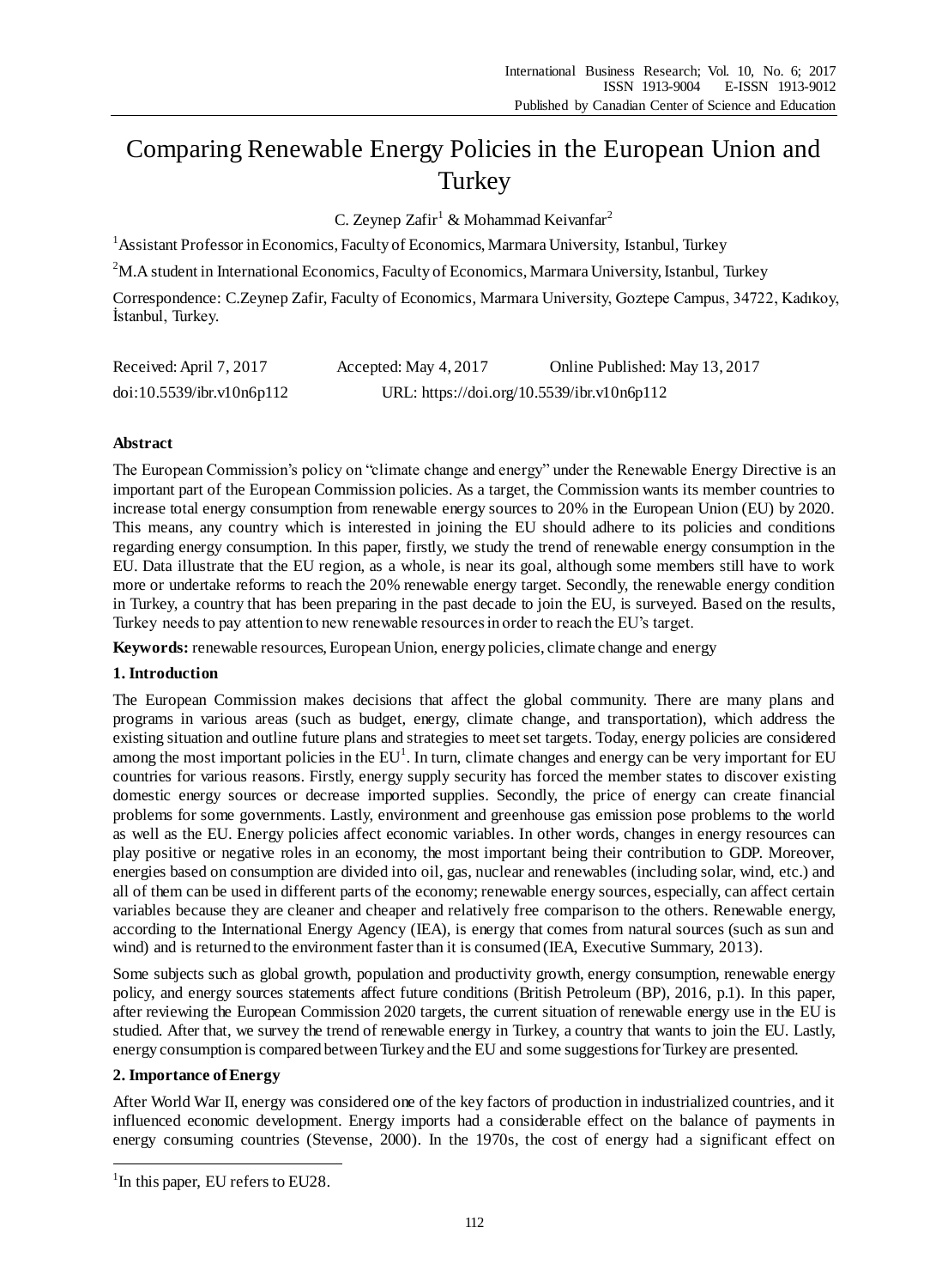# Comparing Renewable Energy Policies in the European Union and Turkey

C. Zeynep Zafir[1] & Mohammad Keivanfar[2]

[1]Assistant Professor in Economics, Faculty of Economics, Marmara University, Istanbul, Turkey

[2]M.A student in International Economics, Faculty of Economics, Marmara University, Istanbul, Turkey

Correspondence: C.Zeynep Zafir, Faculty of Economics, Marmara University, Goztepe Campus, 34722, Kadıkoy, İstanbul, Turkey.

Received: April 7, 2017 Accepted: May 4, 2017 Online Published: May 13, 2017

doi:10.5539/ibr.v10n6p112 URL: https://doi.org/10.5539/ibr.v10n6p112

## Abstract

The European Commission's policy on "climate change and energy" under the Renewable Energy Directive is an important part of the European Commission policies. As a target, the Commission wants its member countries to increase total energy consumption from renewable energy sources to 20% in the European Union (EU) by 2020. This means, any country which is interested in joining the EU should adhere to its policies and conditions regarding energy consumption. In this paper, firstly, we study the trend of renewable energy consumption in the EU. Data illustrate that the EU region, as a whole, is near its goal, although some members still have to work more or undertake reforms to reach the 20% renewable energy target. Secondly, the renewable energy condition in Turkey, a country that has been preparing in the past decade to join the EU, is surveyed. Based on the results, Turkey needs to pay attention to new renewable resources in order to reach the EU's target.

**Keywords:** renewable resources, European Union, energy policies, climate change and energy

## 1. Introduction

The European Commission makes decisions that affect the global community. There are many plans and programs in various areas (such as budget, energy, climate change, and transportation), which address the existing situation and outline future plans and strategies to meet set targets. Today, energy policies are considered among the most important policies in the EU[1]. In turn, climate changes and energy can be very important for EU countries for various reasons. Firstly, energy supply security has forced the member states to discover existing domestic energy sources or decrease imported supplies. Secondly, the price of energy can create financial problems for some governments. Lastly, environment and greenhouse gas emission pose problems to the world as well as the EU. Energy policies affect economic variables. In other words, changes in energy resources can play positive or negative roles in an economy, the most important being their contribution to GDP. Moreover, energies based on consumption are divided into oil, gas, nuclear and renewables (including solar, wind, etc.) and all of them can be used in different parts of the economy; renewable energy sources, especially, can affect certain variables because they are cleaner and cheaper and relatively free comparison to the others. Renewable energy, according to the International Energy Agency (IEA), is energy that comes from natural sources (such as sun and wind) and is returned to the environment faster than it is consumed (IEA, Executive Summary, 2013).

Some subjects such as global growth, population and productivity growth, energy consumption, renewable energy policy, and energy sources statements affect future conditions (British Petroleum (BP), 2016, p.1). In this paper, after reviewing the European Commission 2020 targets, the current situation of renewable energy use in the EU is studied. After that, we survey the trend of renewable energy in Turkey, a country that wants to join the EU. Lastly, energy consumption is compared between Turkey and the EU and some suggestions for Turkey are presented.

## 2. Importance of Energy

After World War II, energy was considered one of the key factors of production in industrialized countries, and it influenced economic development. Energy imports had a considerable effect on the balance of payments in energy consuming countries (Stevense, 2000). In the 1970s, the cost of energy had a significant effect on

---

[1]In this paper, EU refers to EU28.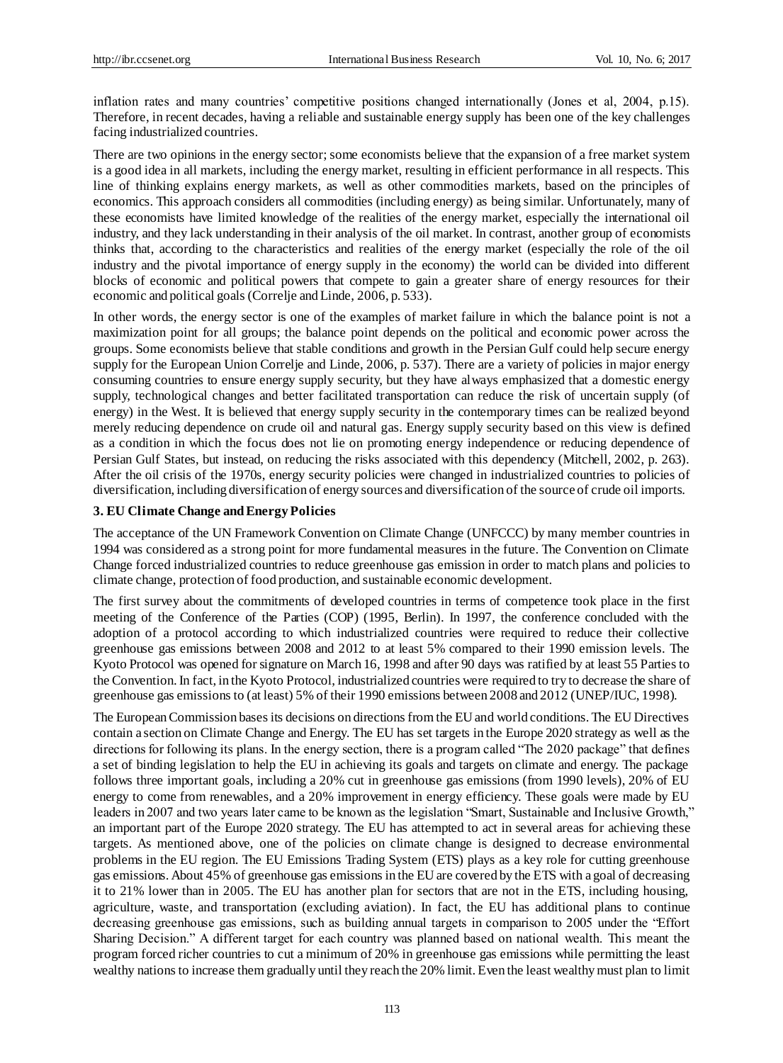inflation rates and many countries' competitive positions changed internationally (Jones et al, 2004, p.15). Therefore, in recent decades, having a reliable and sustainable energy supply has been one of the key challenges facing industrialized countries.

There are two opinions in the energy sector; some economists believe that the expansion of a free market system is a good idea in all markets, including the energy market, resulting in efficient performance in all respects. This line of thinking explains energy markets, as well as other commodities markets, based on the principles of economics. This approach considers all commodities (including energy) as being similar. Unfortunately, many of these economists have limited knowledge of the realities of the energy market, especially the international oil industry, and they lack understanding in their analysis of the oil market. In contrast, another group of economists thinks that, according to the characteristics and realities of the energy market (especially the role of the oil industry and the pivotal importance of energy supply in the economy) the world can be divided into different blocks of economic and political powers that compete to gain a greater share of energy resources for their economic and political goals (Correlje and Linde, 2006, p. 533).

In other words, the energy sector is one of the examples of market failure in which the balance point is not a maximization point for all groups; the balance point depends on the political and economic power across the groups. Some economists believe that stable conditions and growth in the Persian Gulf could help secure energy supply for the European Union Correlje and Linde, 2006, p. 537). There are a variety of policies in major energy consuming countries to ensure energy supply security, but they have always emphasized that a domestic energy supply, technological changes and better facilitated transportation can reduce the risk of uncertain supply (of energy) in the West. It is believed that energy supply security in the contemporary times can be realized beyond merely reducing dependence on crude oil and natural gas. Energy supply security based on this view is defined as a condition in which the focus does not lie on promoting energy independence or reducing dependence of Persian Gulf States, but instead, on reducing the risks associated with this dependency (Mitchell, 2002, p. 263). After the oil crisis of the 1970s, energy security policies were changed in industrialized countries to policies of diversification, including diversification of energy sources and diversification of the source of crude oil imports.

## 3. EU Climate Change and Energy Policies

The acceptance of the UN Framework Convention on Climate Change (UNFCCC) by many member countries in 1994 was considered as a strong point for more fundamental measures in the future. The Convention on Climate Change forced industrialized countries to reduce greenhouse gas emission in order to match plans and policies to climate change, protection of food production, and sustainable economic development.

The first survey about the commitments of developed countries in terms of competence took place in the first meeting of the Conference of the Parties (COP) (1995, Berlin). In 1997, the conference concluded with the adoption of a protocol according to which industrialized countries were required to reduce their collective greenhouse gas emissions between 2008 and 2012 to at least 5% compared to their 1990 emission levels. The Kyoto Protocol was opened for signature on March 16, 1998 and after 90 days was ratified by at least 55 Parties to the Convention. In fact, in the Kyoto Protocol, industrialized countries were required to try to decrease the share of greenhouse gas emissions to (at least) 5% of their 1990 emissions between 2008 and 2012 (UNEP/IUC, 1998).

The European Commission bases its decisions on directions from the EU and world conditions. The EU Directives contain a section on Climate Change and Energy. The EU has set targets in the Europe 2020 strategy as well as the directions for following its plans. In the energy section, there is a program called "The 2020 package" that defines a set of binding legislation to help the EU in achieving its goals and targets on climate and energy. The package follows three important goals, including a 20% cut in greenhouse gas emissions (from 1990 levels), 20% of EU energy to come from renewables, and a 20% improvement in energy efficiency. These goals were made by EU leaders in 2007 and two years later came to be known as the legislation "Smart, Sustainable and Inclusive Growth," an important part of the Europe 2020 strategy. The EU has attempted to act in several areas for achieving these targets. As mentioned above, one of the policies on climate change is designed to decrease environmental problems in the EU region. The EU Emissions Trading System (ETS) plays as a key role for cutting greenhouse gas emissions. About 45% of greenhouse gas emissions in the EU are covered by the ETS with a goal of decreasing it to 21% lower than in 2005. The EU has another plan for sectors that are not in the ETS, including housing, agriculture, waste, and transportation (excluding aviation). In fact, the EU has additional plans to continue decreasing greenhouse gas emissions, such as building annual targets in comparison to 2005 under the "Effort Sharing Decision." A different target for each country was planned based on national wealth. This meant the program forced richer countries to cut a minimum of 20% in greenhouse gas emissions while permitting the least wealthy nations to increase them gradually until they reach the 20% limit. Even the least wealthy must plan to limit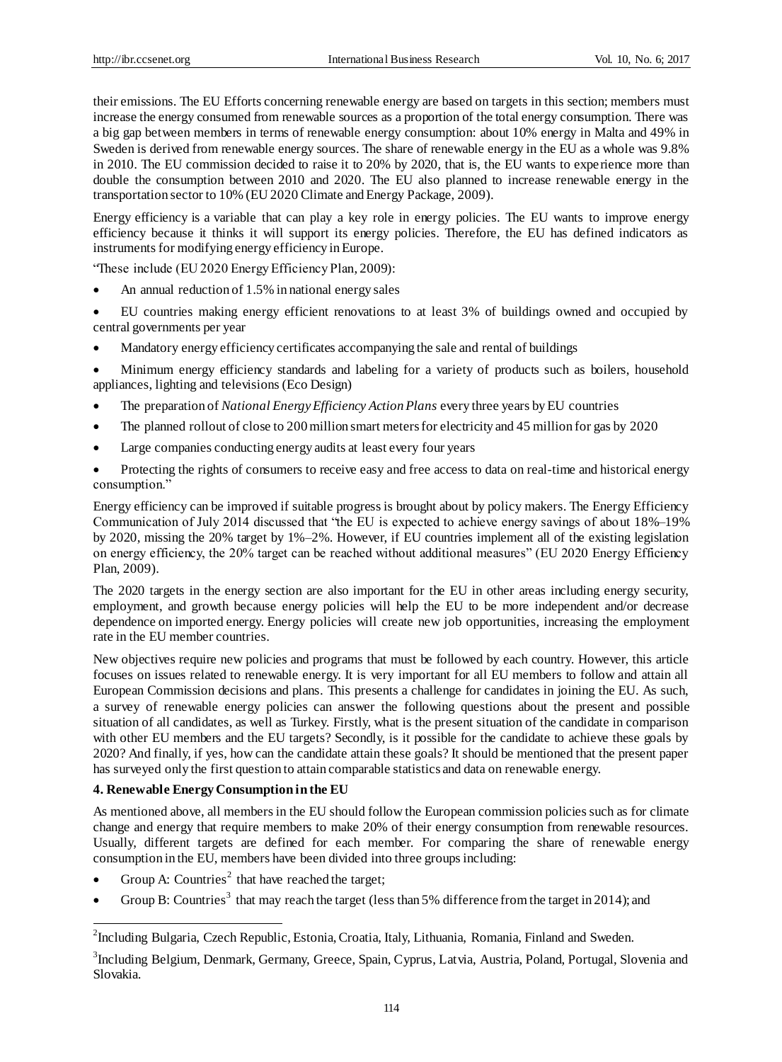their emissions. The EU Efforts concerning renewable energy are based on targets in this section; members must increase the energy consumed from renewable sources as a proportion of the total energy consumption. There was a big gap between members in terms of renewable energy consumption: about 10% energy in Malta and 49% in Sweden is derived from renewable energy sources. The share of renewable energy in the EU as a whole was 9.8% in 2010. The EU commission decided to raise it to 20% by 2020, that is, the EU wants to experience more than double the consumption between 2010 and 2020. The EU also planned to increase renewable energy in the transportation sector to 10% (EU 2020 Climate and Energy Package, 2009).

Energy efficiency is a variable that can play a key role in energy policies. The EU wants to improve energy efficiency because it thinks it will support its energy policies. Therefore, the EU has defined indicators as instruments for modifying energy efficiency in Europe.

"These include (EU 2020 Energy Efficiency Plan, 2009):

- An annual reduction of 1.5% in national energy sales
- EU countries making energy efficient renovations to at least 3% of buildings owned and occupied by central governments per year
- Mandatory energy efficiency certificates accompanying the sale and rental of buildings
- Minimum energy efficiency standards and labeling for a variety of products such as boilers, household appliances, lighting and televisions (Eco Design)
- The preparation of *National Energy Efficiency Action Plans* every three years by EU countries
- The planned rollout of close to 200 million smart meters for electricity and 45 million for gas by 2020
- Large companies conducting energy audits at least every four years
- Protecting the rights of consumers to receive easy and free access to data on real-time and historical energy consumption."

Energy efficiency can be improved if suitable progress is brought about by policy makers. The Energy Efficiency Communication of July 2014 discussed that "the EU is expected to achieve energy savings of about 18%–19% by 2020, missing the 20% target by 1%–2%. However, if EU countries implement all of the existing legislation on energy efficiency, the 20% target can be reached without additional measures" (EU 2020 Energy Efficiency Plan, 2009).

The 2020 targets in the energy section are also important for the EU in other areas including energy security, employment, and growth because energy policies will help the EU to be more independent and/or decrease dependence on imported energy. Energy policies will create new job opportunities, increasing the employment rate in the EU member countries.

New objectives require new policies and programs that must be followed by each country. However, this article focuses on issues related to renewable energy. It is very important for all EU members to follow and attain all European Commission decisions and plans. This presents a challenge for candidates in joining the EU. As such, a survey of renewable energy policies can answer the following questions about the present and possible situation of all candidates, as well as Turkey. Firstly, what is the present situation of the candidate in comparison with other EU members and the EU targets? Secondly, is it possible for the candidate to achieve these goals by 2020? And finally, if yes, how can the candidate attain these goals? It should be mentioned that the present paper has surveyed only the first question to attain comparable statistics and data on renewable energy.

## 4. Renewable Energy Consumption in the EU

As mentioned above, all members in the EU should follow the European commission policies such as for climate change and energy that require members to make 20% of their energy consumption from renewable resources. Usually, different targets are defined for each member. For comparing the share of renewable energy consumption in the EU, members have been divided into three groups including:

- Group A: Countries[2] that have reached the target;
- Group B: Countries[3] that may reach the target (less than 5% difference from the target in 2014); and

[2] Including Bulgaria, Czech Republic, Estonia, Croatia, Italy, Lithuania, Romania, Finland and Sweden.

[3] Including Belgium, Denmark, Germany, Greece, Spain, Cyprus, Latvia, Austria, Poland, Portugal, Slovenia and Slovakia.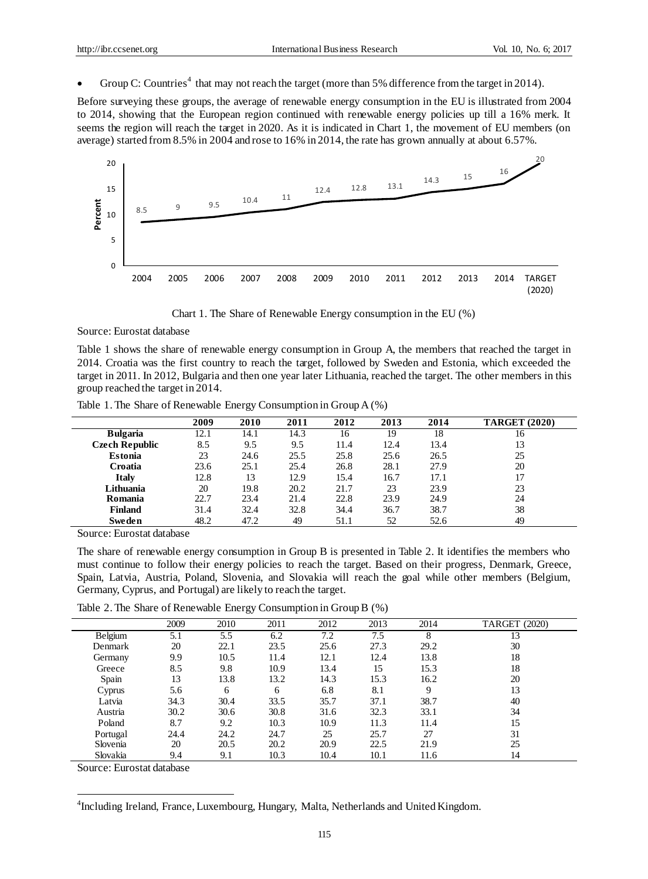- Group C: Countries[4] that may not reach the target (more than 5% difference from the target in 2014).

Before surveying these groups, the average of renewable energy consumption in the EU is illustrated from 2004 to 2014, showing that the European region continued with renewable energy policies up till a 16% merk. It seems the region will reach the target in 2020. As it is indicated in Chart 1, the movement of EU members (on average) started from 8.5% in 2004 and rose to 16% in 2014, the rate has grown annually at about 6.57%.

| Year | 2004 | 2005 | 2006 | 2007 | 2008 | 2009 | 2010 | 2011 | 2012 | 2013 | 2014 | TARGET (2020) |
|---|---|---|---|---|---|---|---|---|---|---|---|---|
| Percent | 8.5 | 9 | 9.5 | 10.4 | 11 | 12.4 | 12.8 | 13.1 | 14.3 | 15 | 16 | 20 |

Chart 1. The Share of Renewable Energy consumption in the EU (%)

Source: Eurostat database

Table 1 shows the share of renewable energy consumption in Group A, the members that reached the target in 2014. Croatia was the first country to reach the target, followed by Sweden and Estonia, which exceeded the target in 2011. In 2012, Bulgaria and then one year later Lithuania, reached the target. The other members in this group reached the target in 2014.

Table 1. The Share of Renewable Energy Consumption in Group A (%)

| | 2009 | 2010 | 2011 | 2012 | 2013 | 2014 | TARGET (2020) |
|---|---|---|---|---|---|---|---|
| **Bulgaria** | 12.1 | 14.1 | 14.3 | 16 | 19 | 18 | 16 |
| **Czech Republic** | 8.5 | 9.5 | 9.5 | 11.4 | 12.4 | 13.4 | 13 |
| **Estonia** | 23 | 24.6 | 25.5 | 25.8 | 25.6 | 26.5 | 25 |
| **Croatia** | 23.6 | 25.1 | 25.4 | 26.8 | 28.1 | 27.9 | 20 |
| **Italy** | 12.8 | 13 | 12.9 | 15.4 | 16.7 | 17.1 | 17 |
| **Lithuania** | 20 | 19.8 | 20.2 | 21.7 | 23 | 23.9 | 23 |
| **Romania** | 22.7 | 23.4 | 21.4 | 22.8 | 23.9 | 24.9 | 24 |
| **Finland** | 31.4 | 32.4 | 32.8 | 34.4 | 36.7 | 38.7 | 38 |
| **Sweden** | 48.2 | 47.2 | 49 | 51.1 | 52 | 52.6 | 49 |

Source: Eurostat database

The share of renewable energy consumption in Group B is presented in Table 2. It identifies the members who must continue to follow their energy policies to reach the target. Based on their progress, Denmark, Greece, Spain, Latvia, Austria, Poland, Slovenia, and Slovakia will reach the goal while other members (Belgium, Germany, Cyprus, and Portugal) are likely to reach the target.

Table 2. The Share of Renewable Energy Consumption in Group B (%)

| | 2009 | 2010 | 2011 | 2012 | 2013 | 2014 | TARGET (2020) |
|---|---|---|---|---|---|---|---|
| Belgium | 5.1 | 5.5 | 6.2 | 7.2 | 7.5 | 8 | 13 |
| Denmark | 20 | 22.1 | 23.5 | 25.6 | 27.3 | 29.2 | 30 |
| Germany | 9.9 | 10.5 | 11.4 | 12.1 | 12.4 | 13.8 | 18 |
| Greece | 8.5 | 9.8 | 10.9 | 13.4 | 15 | 15.3 | 18 |
| Spain | 13 | 13.8 | 13.2 | 14.3 | 15.3 | 16.2 | 20 |
| Cyprus | 5.6 | 6 | 6 | 6.8 | 8.1 | 9 | 13 |
| Latvia | 34.3 | 30.4 | 33.5 | 35.7 | 37.1 | 38.7 | 40 |
| Austria | 30.2 | 30.6 | 30.8 | 31.6 | 32.3 | 33.1 | 34 |
| Poland | 8.7 | 9.2 | 10.3 | 10.9 | 11.3 | 11.4 | 15 |
| Portugal | 24.4 | 24.2 | 24.7 | 25 | 25.7 | 27 | 31 |
| Slovenia | 20 | 20.5 | 20.2 | 20.9 | 22.5 | 21.9 | 25 |
| Slovakia | 9.4 | 9.1 | 10.3 | 10.4 | 10.1 | 11.6 | 14 |

Source: Eurostat database

[4] Including Ireland, France, Luxembourg, Hungary, Malta, Netherlands and United Kingdom.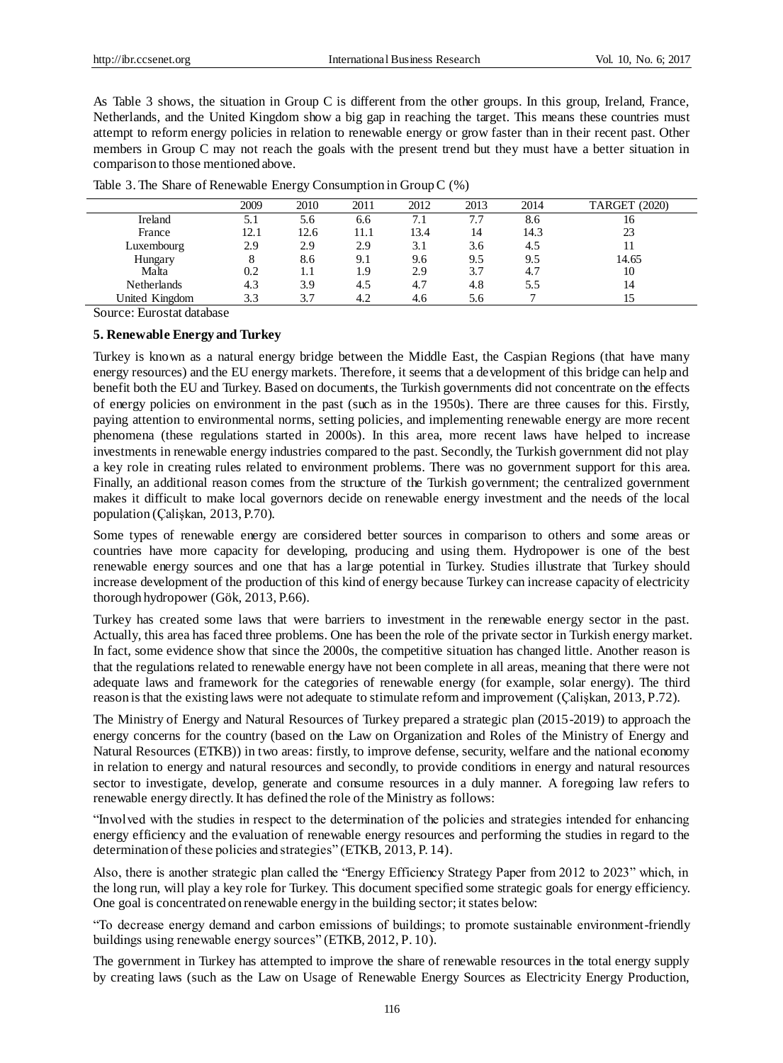As Table 3 shows, the situation in Group C is different from the other groups. In this group, Ireland, France, Netherlands, and the United Kingdom show a big gap in reaching the target. This means these countries must attempt to reform energy policies in relation to renewable energy or grow faster than in their recent past. Other members in Group C may not reach the goals with the present trend but they must have a better situation in comparison to those mentioned above.

Table 3. The Share of Renewable Energy Consumption in Group C (%)

| | 2009 | 2010 | 2011 | 2012 | 2013 | 2014 | TARGET (2020) |
|---|---|---|---|---|---|---|---|
| Ireland | 5.1 | 5.6 | 6.6 | 7.1 | 7.7 | 8.6 | 16 |
| France | 12.1 | 12.6 | 11.1 | 13.4 | 14 | 14.3 | 23 |
| Luxembourg | 2.9 | 2.9 | 2.9 | 3.1 | 3.6 | 4.5 | 11 |
| Hungary | 8 | 8.6 | 9.1 | 9.6 | 9.5 | 9.5 | 14.65 |
| Malta | 0.2 | 1.1 | 1.9 | 2.9 | 3.7 | 4.7 | 10 |
| Netherlands | 4.3 | 3.9 | 4.5 | 4.7 | 4.8 | 5.5 | 14 |
| United Kingdom | 3.3 | 3.7 | 4.2 | 4.6 | 5.6 | 7 | 15 |

Source: Eurostat database

## 5. Renewable Energy and Turkey

Turkey is known as a natural energy bridge between the Middle East, the Caspian Regions (that have many energy resources) and the EU energy markets. Therefore, it seems that a development of this bridge can help and benefit both the EU and Turkey. Based on documents, the Turkish governments did not concentrate on the effects of energy policies on environment in the past (such as in the 1950s). There are three causes for this. Firstly, paying attention to environmental norms, setting policies, and implementing renewable energy are more recent phenomena (these regulations started in 2000s). In this area, more recent laws have helped to increase investments in renewable energy industries compared to the past. Secondly, the Turkish government did not play a key role in creating rules related to environment problems. There was no government support for this area. Finally, an additional reason comes from the structure of the Turkish government; the centralized government makes it difficult to make local governors decide on renewable energy investment and the needs of the local population (Çalişkan, 2013, P.70).

Some types of renewable energy are considered better sources in comparison to others and some areas or countries have more capacity for developing, producing and using them. Hydropower is one of the best renewable energy sources and one that has a large potential in Turkey. Studies illustrate that Turkey should increase development of the production of this kind of energy because Turkey can increase capacity of electricity thorough hydropower (Gök, 2013, P.66).

Turkey has created some laws that were barriers to investment in the renewable energy sector in the past. Actually, this area has faced three problems. One has been the role of the private sector in Turkish energy market. In fact, some evidence show that since the 2000s, the competitive situation has changed little. Another reason is that the regulations related to renewable energy have not been complete in all areas, meaning that there were not adequate laws and framework for the categories of renewable energy (for example, solar energy). The third reason is that the existing laws were not adequate to stimulate reform and improvement (Çalişkan, 2013, P.72).

The Ministry of Energy and Natural Resources of Turkey prepared a strategic plan (2015-2019) to approach the energy concerns for the country (based on the Law on Organization and Roles of the Ministry of Energy and Natural Resources (ETKB)) in two areas: firstly, to improve defense, security, welfare and the national economy in relation to energy and natural resources and secondly, to provide conditions in energy and natural resources sector to investigate, develop, generate and consume resources in a duly manner. A foregoing law refers to renewable energy directly. It has defined the role of the Ministry as follows:

"Involved with the studies in respect to the determination of the policies and strategies intended for enhancing energy efficiency and the evaluation of renewable energy resources and performing the studies in regard to the determination of these policies and strategies" (ETKB, 2013, P. 14).

Also, there is another strategic plan called the "Energy Efficiency Strategy Paper from 2012 to 2023" which, in the long run, will play a key role for Turkey. This document specified some strategic goals for energy efficiency. One goal is concentrated on renewable energy in the building sector; it states below:

"To decrease energy demand and carbon emissions of buildings; to promote sustainable environment-friendly buildings using renewable energy sources" (ETKB, 2012, P. 10).

The government in Turkey has attempted to improve the share of renewable resources in the total energy supply by creating laws (such as the Law on Usage of Renewable Energy Sources as Electricity Energy Production,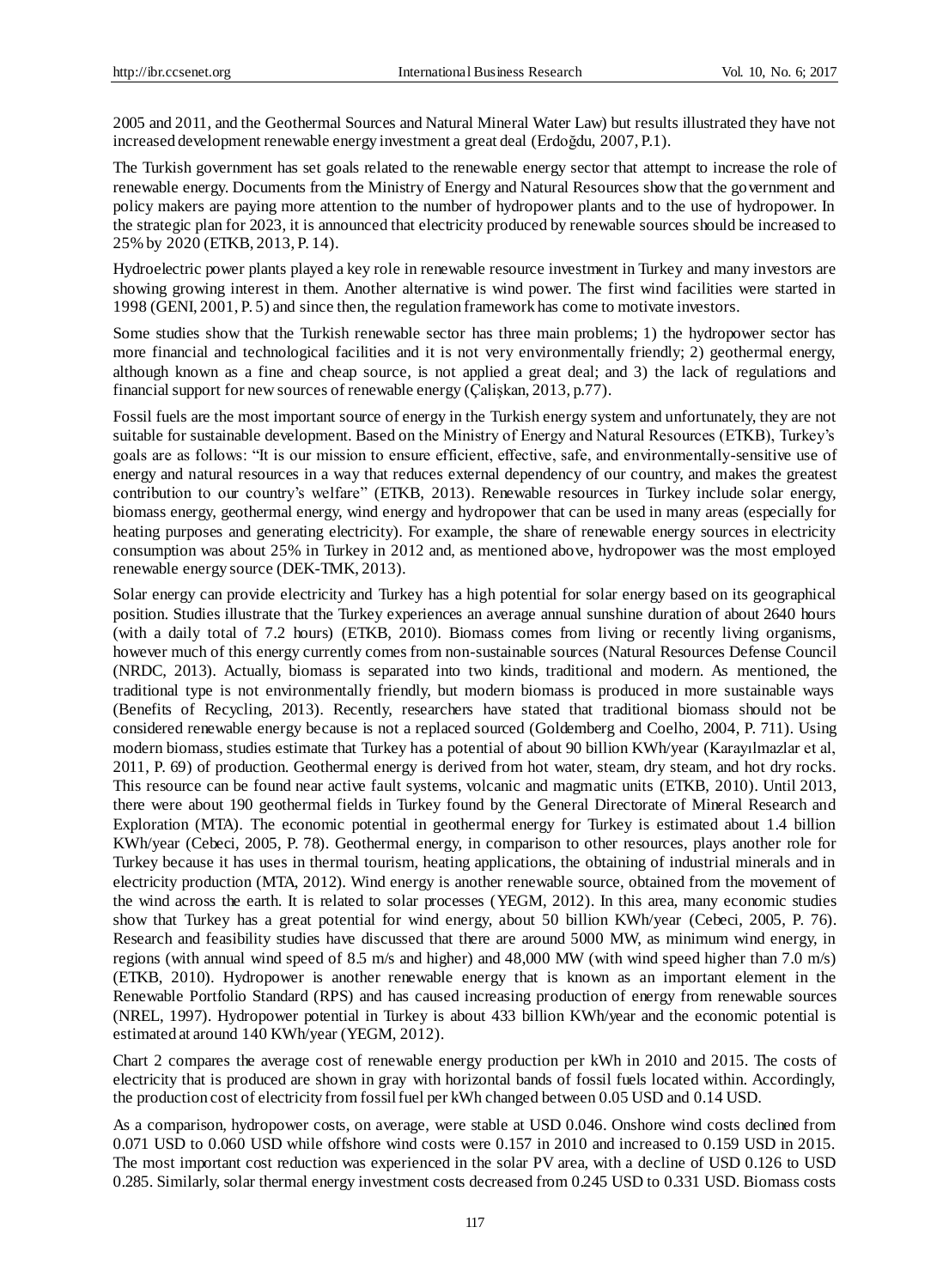2005 and 2011, and the Geothermal Sources and Natural Mineral Water Law) but results illustrated they have not increased development renewable energy investment a great deal (Erdoğdu, 2007, P.1).

The Turkish government has set goals related to the renewable energy sector that attempt to increase the role of renewable energy. Documents from the Ministry of Energy and Natural Resources show that the government and policy makers are paying more attention to the number of hydropower plants and to the use of hydropower. In the strategic plan for 2023, it is announced that electricity produced by renewable sources should be increased to 25% by 2020 (ETKB, 2013, P. 14).

Hydroelectric power plants played a key role in renewable resource investment in Turkey and many investors are showing growing interest in them. Another alternative is wind power. The first wind facilities were started in 1998 (GENI, 2001, P. 5) and since then, the regulation framework has come to motivate investors.

Some studies show that the Turkish renewable sector has three main problems; 1) the hydropower sector has more financial and technological facilities and it is not very environmentally friendly; 2) geothermal energy, although known as a fine and cheap source, is not applied a great deal; and 3) the lack of regulations and financial support for new sources of renewable energy (Çalişkan, 2013, p.77).

Fossil fuels are the most important source of energy in the Turkish energy system and unfortunately, they are not suitable for sustainable development. Based on the Ministry of Energy and Natural Resources (ETKB), Turkey's goals are as follows: "It is our mission to ensure efficient, effective, safe, and environmentally-sensitive use of energy and natural resources in a way that reduces external dependency of our country, and makes the greatest contribution to our country's welfare" (ETKB, 2013). Renewable resources in Turkey include solar energy, biomass energy, geothermal energy, wind energy and hydropower that can be used in many areas (especially for heating purposes and generating electricity). For example, the share of renewable energy sources in electricity consumption was about 25% in Turkey in 2012 and, as mentioned above, hydropower was the most employed renewable energy source (DEK-TMK, 2013).

Solar energy can provide electricity and Turkey has a high potential for solar energy based on its geographical position. Studies illustrate that the Turkey experiences an average annual sunshine duration of about 2640 hours (with a daily total of 7.2 hours) (ETKB, 2010). Biomass comes from living or recently living organisms, however much of this energy currently comes from non-sustainable sources (Natural Resources Defense Council (NRDC, 2013). Actually, biomass is separated into two kinds, traditional and modern. As mentioned, the traditional type is not environmentally friendly, but modern biomass is produced in more sustainable ways (Benefits of Recycling, 2013). Recently, researchers have stated that traditional biomass should not be considered renewable energy because is not a replaced sourced (Goldemberg and Coelho, 2004, P. 711). Using modern biomass, studies estimate that Turkey has a potential of about 90 billion KWh/year (Karayılmazlar et al, 2011, P. 69) of production. Geothermal energy is derived from hot water, steam, dry steam, and hot dry rocks. This resource can be found near active fault systems, volcanic and magmatic units (ETKB, 2010). Until 2013, there were about 190 geothermal fields in Turkey found by the General Directorate of Mineral Research and Exploration (MTA). The economic potential in geothermal energy for Turkey is estimated about 1.4 billion KWh/year (Cebeci, 2005, P. 78). Geothermal energy, in comparison to other resources, plays another role for Turkey because it has uses in thermal tourism, heating applications, the obtaining of industrial minerals and in electricity production (MTA, 2012). Wind energy is another renewable source, obtained from the movement of the wind across the earth. It is related to solar processes (YEGM, 2012). In this area, many economic studies show that Turkey has a great potential for wind energy, about 50 billion KWh/year (Cebeci, 2005, P. 76). Research and feasibility studies have discussed that there are around 5000 MW, as minimum wind energy, in regions (with annual wind speed of 8.5 m/s and higher) and 48,000 MW (with wind speed higher than 7.0 m/s) (ETKB, 2010). Hydropower is another renewable energy that is known as an important element in the Renewable Portfolio Standard (RPS) and has caused increasing production of energy from renewable sources (NREL, 1997). Hydropower potential in Turkey is about 433 billion KWh/year and the economic potential is estimated at around 140 KWh/year (YEGM, 2012).

Chart 2 compares the average cost of renewable energy production per kWh in 2010 and 2015. The costs of electricity that is produced are shown in gray with horizontal bands of fossil fuels located within. Accordingly, the production cost of electricity from fossil fuel per kWh changed between 0.05 USD and 0.14 USD.

As a comparison, hydropower costs, on average, were stable at USD 0.046. Onshore wind costs declined from 0.071 USD to 0.060 USD while offshore wind costs were 0.157 in 2010 and increased to 0.159 USD in 2015. The most important cost reduction was experienced in the solar PV area, with a decline of USD 0.126 to USD 0.285. Similarly, solar thermal energy investment costs decreased from 0.245 USD to 0.331 USD. Biomass costs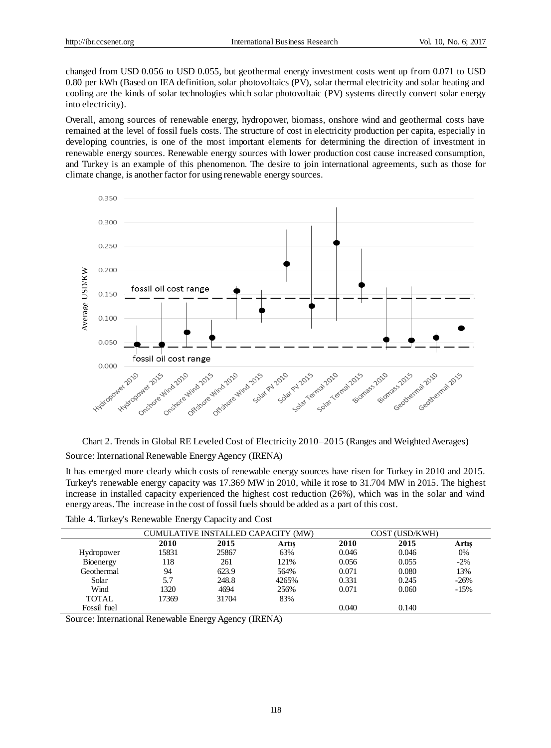changed from USD 0.056 to USD 0.055, but geothermal energy investment costs went up from 0.071 to USD 0.80 per kWh (Based on IEA definition, solar photovoltaics (PV), solar thermal electricity and solar heating and cooling are the kinds of solar technologies which solar photovoltaic (PV) systems directly convert solar energy into electricity).

Overall, among sources of renewable energy, hydropower, biomass, onshore wind and geothermal costs have remained at the level of fossil fuels costs. The structure of cost in electricity production per capita, especially in developing countries, is one of the most important elements for determining the direction of investment in renewable energy sources. Renewable energy sources with lower production cost cause increased consumption, and Turkey is an example of this phenomenon. The desire to join international agreements, such as those for climate change, is another factor for using renewable energy sources.

Chart 2. Trends in Global RE Leveled Cost of Electricity 2010–2015 (Ranges and Weighted Averages)

Source: International Renewable Energy Agency (IRENA)

It has emerged more clearly which costs of renewable energy sources have risen for Turkey in 2010 and 2015. Turkey's renewable energy capacity was 17.369 MW in 2010, while it rose to 31.704 MW in 2015. The highest increase in installed capacity experienced the highest cost reduction (26%), which was in the solar and wind energy areas. The increase in the cost of fossil fuels should be added as a part of this cost.

Table 4. Turkey's Renewable Energy Capacity and Cost

| | CUMULATIVE INSTALLED CAPACITY (MW) | | | COST (USD/KWH) | | |
|---|---|---|---|---|---|---|
| | **2010** | **2015** | **Artış** | **2010** | **2015** | **Artış** |
| Hydropower | 15831 | 25867 | 63% | 0.046 | 0.046 | 0% |
| Bioenergy | 118 | 261 | 121% | 0.056 | 0.055 | -2% |
| Geothermal | 94 | 623.9 | 564% | 0.071 | 0.080 | 13% |
| Solar | 5.7 | 248.8 | 4265% | 0.331 | 0.245 | -26% |
| Wind | 1320 | 4694 | 256% | 0.071 | 0.060 | -15% |
| TOTAL | 17369 | 31704 | 83% | | | |
| Fossil fuel | | | | 0.040 | 0.140 | |

Source: International Renewable Energy Agency (IRENA)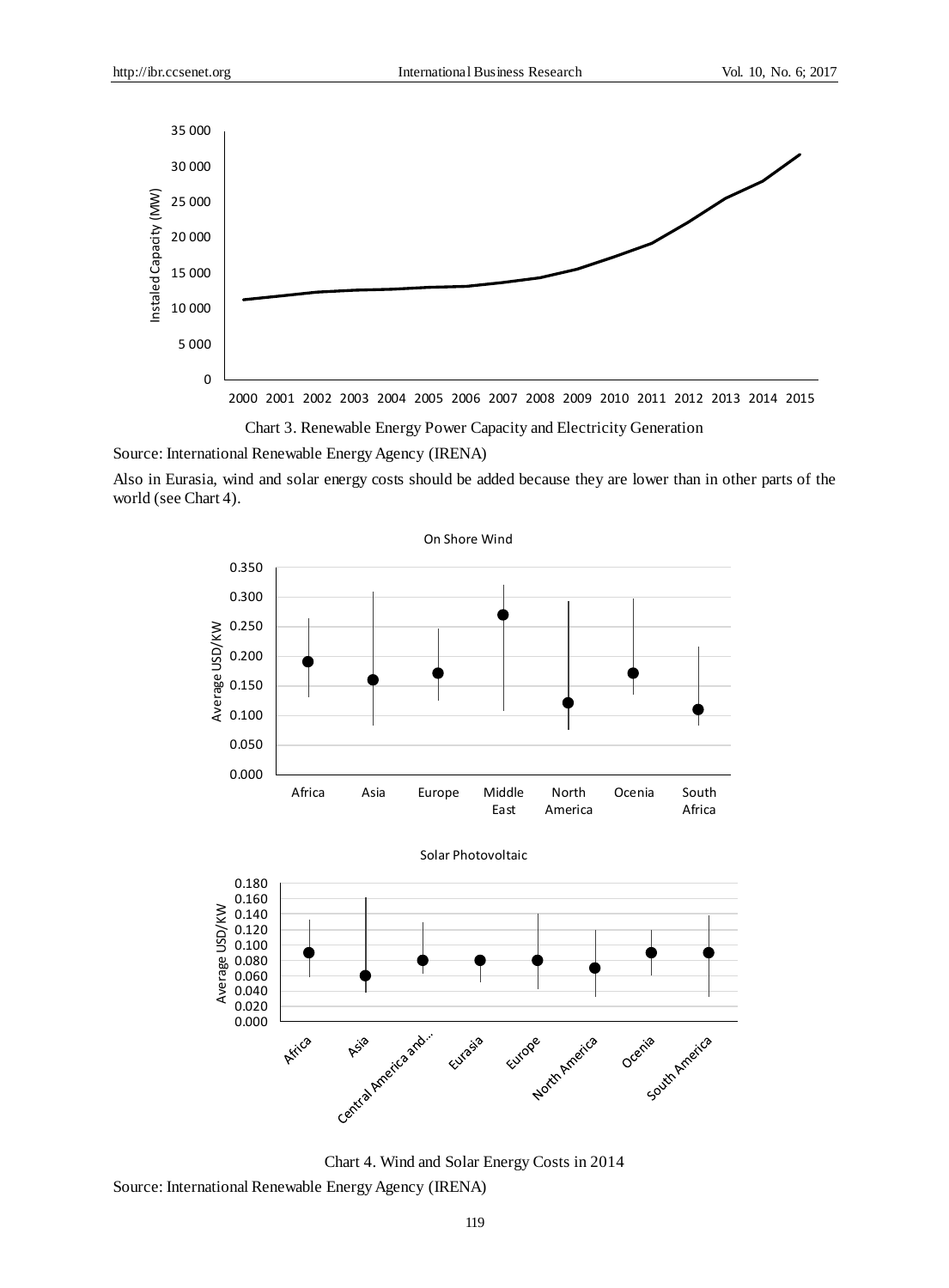Chart 3. Renewable Energy Power Capacity and Electricity Generation

Source: International Renewable Energy Agency (IRENA)

Also in Eurasia, wind and solar energy costs should be added because they are lower than in other parts of the world (see Chart 4).

Chart 4. Wind and Solar Energy Costs in 2014

Source: International Renewable Energy Agency (IRENA)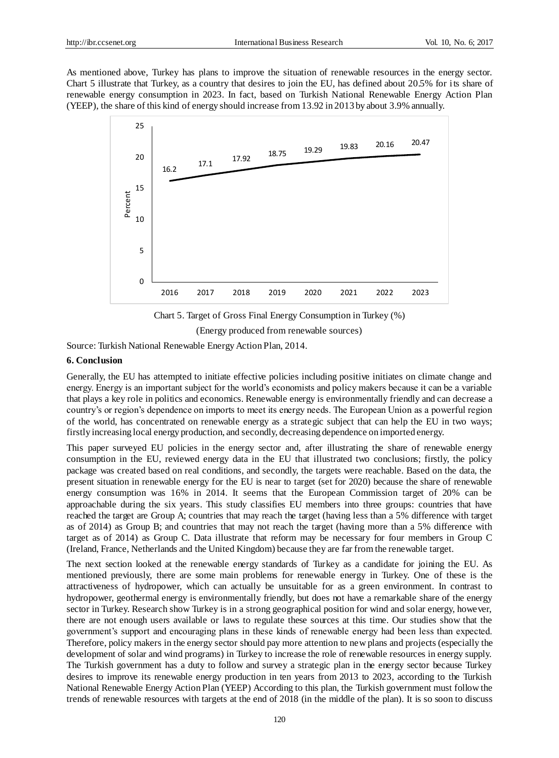As mentioned above, Turkey has plans to improve the situation of renewable resources in the energy sector. Chart 5 illustrate that Turkey, as a country that desires to join the EU, has defined about 20.5% for its share of renewable energy consumption in 2023. In fact, based on Turkish National Renewable Energy Action Plan (YEEP), the share of this kind of energy should increase from 13.92 in 2013 by about 3.9% annually.

| Year | 2016 | 2017 | 2018 | 2019 | 2020 | 2021 | 2022 | 2023 |
|---|---|---|---|---|---|---|---|---|
| Percent | 16.2 | 17.1 | 17.92 | 18.75 | 19.29 | 19.83 | 20.16 | 20.47 |

Chart 5. Target of Gross Final Energy Consumption in Turkey (%)

(Energy produced from renewable sources)

Source: Turkish National Renewable Energy Action Plan, 2014.

## 6. Conclusion

Generally, the EU has attempted to initiate effective policies including positive initiates on climate change and energy. Energy is an important subject for the world's economists and policy makers because it can be a variable that plays a key role in politics and economics. Renewable energy is environmentally friendly and can decrease a country's or region's dependence on imports to meet its energy needs. The European Union as a powerful region of the world, has concentrated on renewable energy as a strategic subject that can help the EU in two ways; firstly increasing local energy production, and secondly, decreasing dependence on imported energy.

This paper surveyed EU policies in the energy sector and, after illustrating the share of renewable energy consumption in the EU, reviewed energy data in the EU that illustrated two conclusions; firstly, the policy package was created based on real conditions, and secondly, the targets were reachable. Based on the data, the present situation in renewable energy for the EU is near to target (set for 2020) because the share of renewable energy consumption was 16% in 2014. It seems that the European Commission target of 20% can be approachable during the six years. This study classifies EU members into three groups: countries that have reached the target are Group A; countries that may reach the target (having less than a 5% difference with target as of 2014) as Group B; and countries that may not reach the target (having more than a 5% difference with target as of 2014) as Group C. Data illustrate that reform may be necessary for four members in Group C (Ireland, France, Netherlands and the United Kingdom) because they are far from the renewable target.

The next section looked at the renewable energy standards of Turkey as a candidate for joining the EU. As mentioned previously, there are some main problems for renewable energy in Turkey. One of these is the attractiveness of hydropower, which can actually be unsuitable for as a green environment. In contrast to hydropower, geothermal energy is environmentally friendly, but does not have a remarkable share of the energy sector in Turkey. Research show Turkey is in a strong geographical position for wind and solar energy, however, there are not enough users available or laws to regulate these sources at this time. Our studies show that the government's support and encouraging plans in these kinds of renewable energy had been less than expected. Therefore, policy makers in the energy sector should pay more attention to new plans and projects (especially the development of solar and wind programs) in Turkey to increase the role of renewable resources in energy supply. The Turkish government has a duty to follow and survey a strategic plan in the energy sector because Turkey desires to improve its renewable energy production in ten years from 2013 to 2023, according to the Turkish National Renewable Energy Action Plan (YEEP) According to this plan, the Turkish government must follow the trends of renewable resources with targets at the end of 2018 (in the middle of the plan). It is so soon to discuss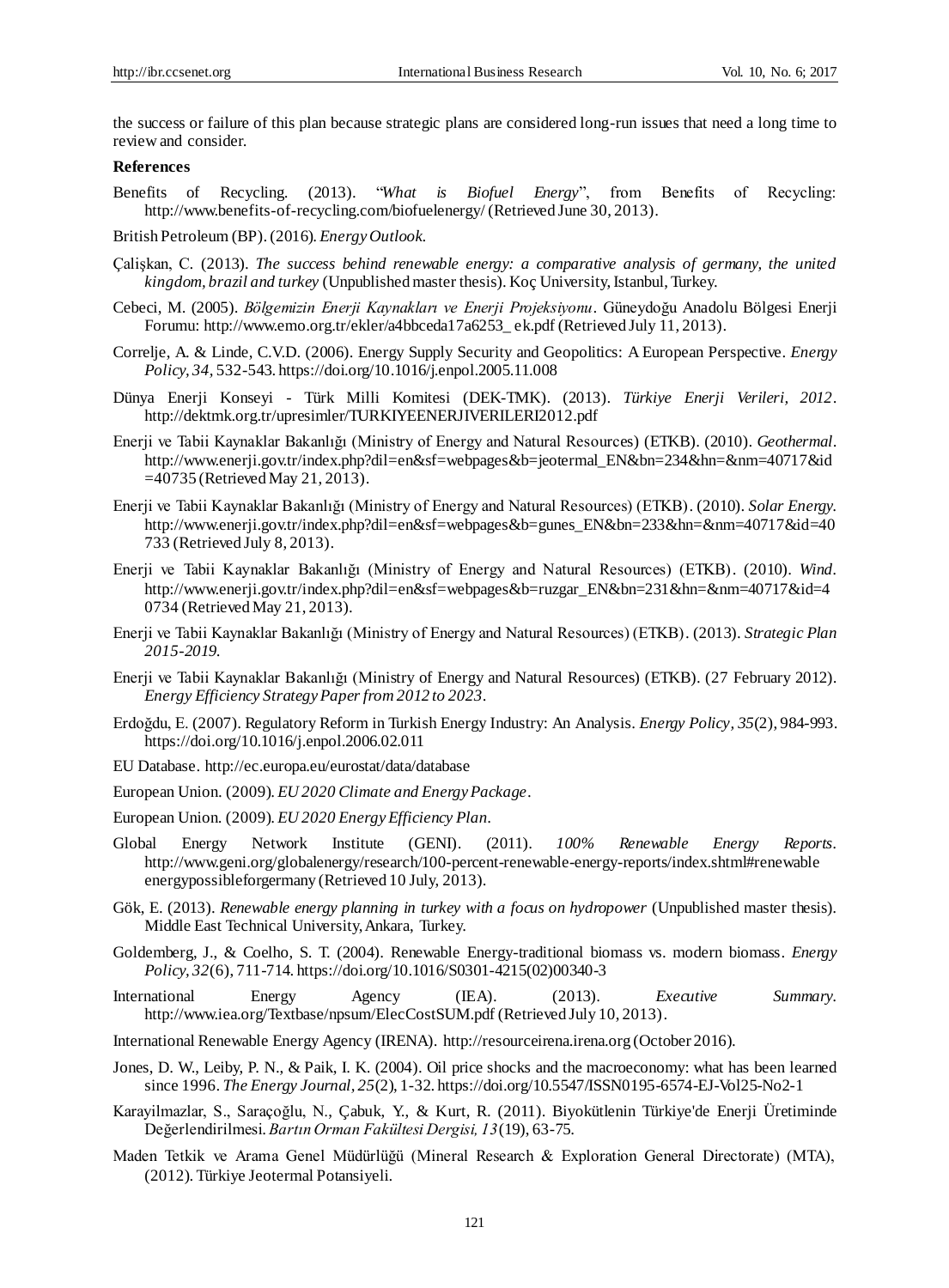the success or failure of this plan because strategic plans are considered long-run issues that need a long time to review and consider.

**References**

Benefits of Recycling. (2013). "*What is Biofuel Energy*", from Benefits of Recycling: http://www.benefits-of-recycling.com/biofuelenergy/ (Retrieved June 30, 2013).

British Petroleum (BP). (2016). *Energy Outlook.*

Çalişkan, C. (2013). *The success behind renewable energy: a comparative analysis of germany, the united kingdom, brazil and turkey* (Unpublished master thesis). Koç University, Istanbul, Turkey.

Cebeci, M. (2005). *Bölgemizin Enerji Kaynakları ve Enerji Projeksiyonu*. Güneydoğu Anadolu Bölgesi Enerji Forumu: http://www.emo.org.tr/ekler/a4bbceda17a6253_ ek.pdf (Retrieved July 11, 2013).

Correlje, A. & Linde, C.V.D. (2006). Energy Supply Security and Geopolitics: A European Perspective. *Energy Policy, 34,* 532-543. https://doi.org/10.1016/j.enpol.2005.11.008

Dünya Enerji Konseyi - Türk Milli Komitesi (DEK-TMK). (2013). *Türkiye Enerji Verileri, 2012*. http://dektmk.org.tr/upresimler/TURKIYEENERJIVERILERI2012.pdf

Enerji ve Tabii Kaynaklar Bakanlığı (Ministry of Energy and Natural Resources) (ETKB). (2010). *Geothermal*. http://www.enerji.gov.tr/index.php?dil=en&sf=webpages&b=jeotermal_EN&bn=234&hn=&nm=40717&id=40735 (Retrieved May 21, 2013).

Enerji ve Tabii Kaynaklar Bakanlığı (Ministry of Energy and Natural Resources) (ETKB). (2010). *Solar Energy.* http://www.enerji.gov.tr/index.php?dil=en&sf=webpages&b=gunes_EN&bn=233&hn=&nm=40717&id=40733 (Retrieved July 8, 2013).

Enerji ve Tabii Kaynaklar Bakanlığı (Ministry of Energy and Natural Resources) (ETKB). (2010). *Wind*. http://www.enerji.gov.tr/index.php?dil=en&sf=webpages&b=ruzgar_EN&bn=231&hn=&nm=40717&id=40734 (Retrieved May 21, 2013).

Enerji ve Tabii Kaynaklar Bakanlığı (Ministry of Energy and Natural Resources) (ETKB). (2013). *Strategic Plan 2015-2019.*

Enerji ve Tabii Kaynaklar Bakanlığı (Ministry of Energy and Natural Resources) (ETKB). (27 February 2012). *Energy Efficiency Strategy Paper from 2012 to 2023*.

Erdoğdu, E. (2007). Regulatory Reform in Turkish Energy Industry: An Analysis. *Energy Policy*, *35*(2), 984-993. https://doi.org/10.1016/j.enpol.2006.02.011

EU Database. http://ec.europa.eu/eurostat/data/database

European Union. (2009). *EU 2020 Climate and Energy Package*.

European Union. (2009). *EU 2020 Energy Efficiency Plan*.

Global Energy Network Institute (GENI). (2011). *100% Renewable Energy Reports*. http://www.geni.org/globalenergy/research/100-percent-renewable-energy-reports/index.shtml#renewable energypossibleforgermany (Retrieved 10 July, 2013).

Gök, E. (2013). *Renewable energy planning in turkey with a focus on hydropower* (Unpublished master thesis). Middle East Technical University, Ankara, Turkey.

Goldemberg, J., & Coelho, S. T. (2004). Renewable Energy-traditional biomass vs. modern biomass. *Energy Policy, 32*(6), 711-714. https://doi.org/10.1016/S0301-4215(02)00340-3

International Energy Agency (IEA). (2013). *Executive Summary.* http://www.iea.org/Textbase/npsum/ElecCostSUM.pdf (Retrieved July 10, 2013).

International Renewable Energy Agency (IRENA). http://resourceirena.irena.org (October 2016).

Jones, D. W., Leiby, P. N., & Paik, I. K. (2004). Oil price shocks and the macroeconomy: what has been learned since 1996. *The Energy Journal*, *25*(2), 1-32. https://doi.org/10.5547/ISSN0195-6574-EJ-Vol25-No2-1

Karayilmazlar, S., Saraçoğlu, N., Çabuk, Y., & Kurt, R. (2011). Biyokütlenin Türkiye'de Enerji Üretiminde Değerlendirilmesi. *Bartın Orman Fakültesi Dergisi, 13*(19), 63-75.

Maden Tetkik ve Arama Genel Müdürlüğü (Mineral Research & Exploration General Directorate) (MTA), (2012). Türkiye Jeotermal Potansiyeli.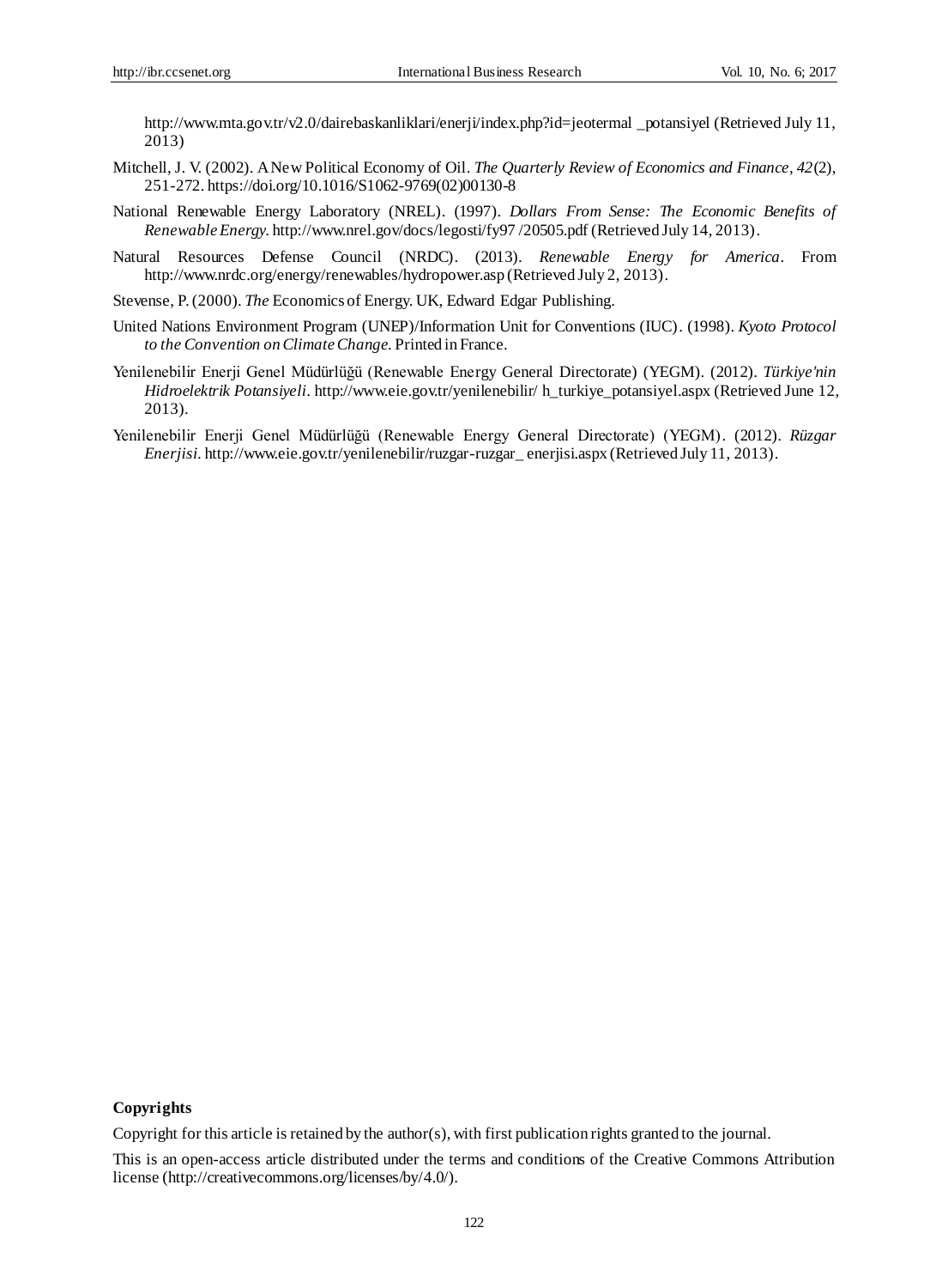http://www.mta.gov.tr/v2.0/dairebaskanliklari/enerji/index.php?id=jeotermal _potansiyel (Retrieved July 11, 2013)

Mitchell, J. V. (2002). A New Political Economy of Oil. *The Quarterly Review of Economics and Finance, 42*(2), 251-272. https://doi.org/10.1016/S1062-9769(02)00130-8

National Renewable Energy Laboratory (NREL). (1997). *Dollars From Sense: The Economic Benefits of Renewable Energy*. http://www.nrel.gov/docs/legosti/fy97 /20505.pdf (Retrieved July 14, 2013).

Natural Resources Defense Council (NRDC). (2013). *Renewable Energy for America*. From http://www.nrdc.org/energy/renewables/hydropower.asp (Retrieved July 2, 2013).

Stevense, P. (2000). *The* Economics of Energy. UK, Edward Edgar Publishing.

United Nations Environment Program (UNEP)/Information Unit for Conventions (IUC). (1998). *Kyoto Protocol to the Convention on Climate Change*. Printed in France.

Yenilenebilir Enerji Genel Müdürlüğü (Renewable Energy General Directorate) (YEGM). (2012). *Türkiye'nin Hidroelektrik Potansiyeli*. http://www.eie.gov.tr/yenilenebilir/ h_turkiye_potansiyel.aspx (Retrieved June 12, 2013).

Yenilenebilir Enerji Genel Müdürlüğü (Renewable Energy General Directorate) (YEGM). (2012). *Rüzgar Enerjisi*. http://www.eie.gov.tr/yenilenebilir/ruzgar-ruzgar_ enerjisi.aspx (Retrieved July 11, 2013).

**Copyrights**

Copyright for this article is retained by the author(s), with first publication rights granted to the journal.

This is an open-access article distributed under the terms and conditions of the Creative Commons Attribution license (http://creativecommons.org/licenses/by/4.0/).